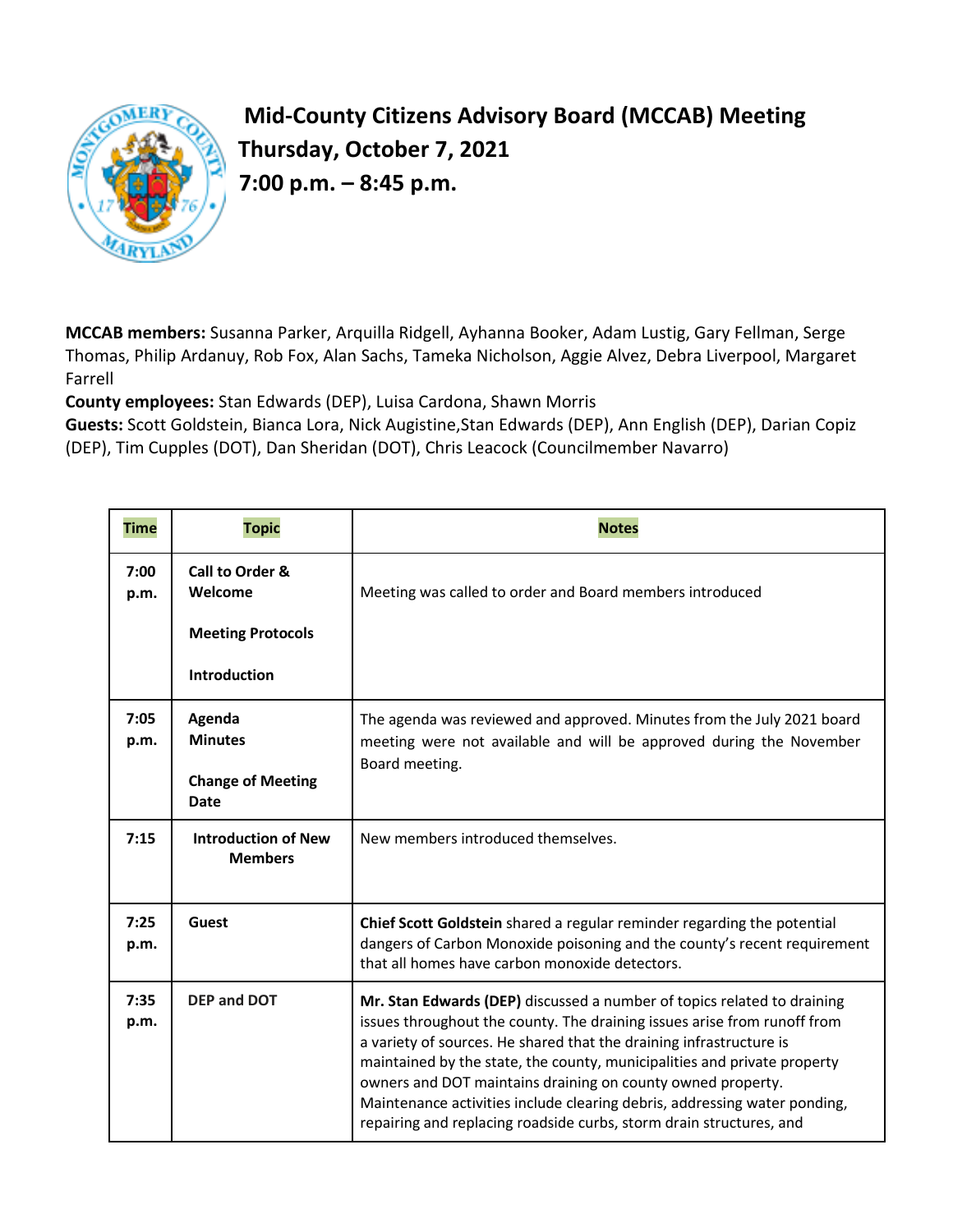# Mid-County Citizens Advisory Board (MCCAB) Meeting

## Thursday, October 7, 2021

## 7:00 p.m. – 8:45 p.m.

**MCCAB members:** Susanna Parker, Arquilla Ridgell, Ayhanna Booker, Adam Lustig, Gary Fellman, Serge Thomas, Philip Ardanuy, Rob Fox, Alan Sachs, Tameka Nicholson, Aggie Alvez, Debra Liverpool, Margaret Farrell
**County employees:** Stan Edwards (DEP), Luisa Cardona, Shawn Morris
**Guests:** Scott Goldstein, Bianca Lora, Nick Augistine,Stan Edwards (DEP), Ann English (DEP), Darian Copiz (DEP), Tim Cupples (DOT), Dan Sheridan (DOT), Chris Leacock (Councilmember Navarro)

| Time | Topic | Notes |
| --- | --- | --- |
| 7:00 p.m. | **Call to Order & Welcome**<br><br>**Meeting Protocols**<br><br>**Introduction** | Meeting was called to order and Board members introduced |
| 7:05 p.m. | **Agenda**<br>**Minutes**<br><br>**Change of Meeting Date** | The agenda was reviewed and approved. Minutes from the July 2021 board meeting were not available and will be approved during the November Board meeting. |
| 7:15 | **Introduction of New Members** | New members introduced themselves. |
| 7:25 p.m. | **Guest** | **Chief Scott Goldstein** shared a regular reminder regarding the potential dangers of Carbon Monoxide poisoning and the county's recent requirement that all homes have carbon monoxide detectors. |
| 7:35 p.m. | **DEP and DOT** | **Mr. Stan Edwards (DEP)** discussed a number of topics related to draining issues throughout the county. The draining issues arise from runoff from a variety of sources. He shared that the draining infrastructure is maintained by the state, the county, municipalities and private property owners and DOT maintains draining on county owned property. Maintenance activities include clearing debris, addressing water ponding, repairing and replacing roadside curbs, storm drain structures, and |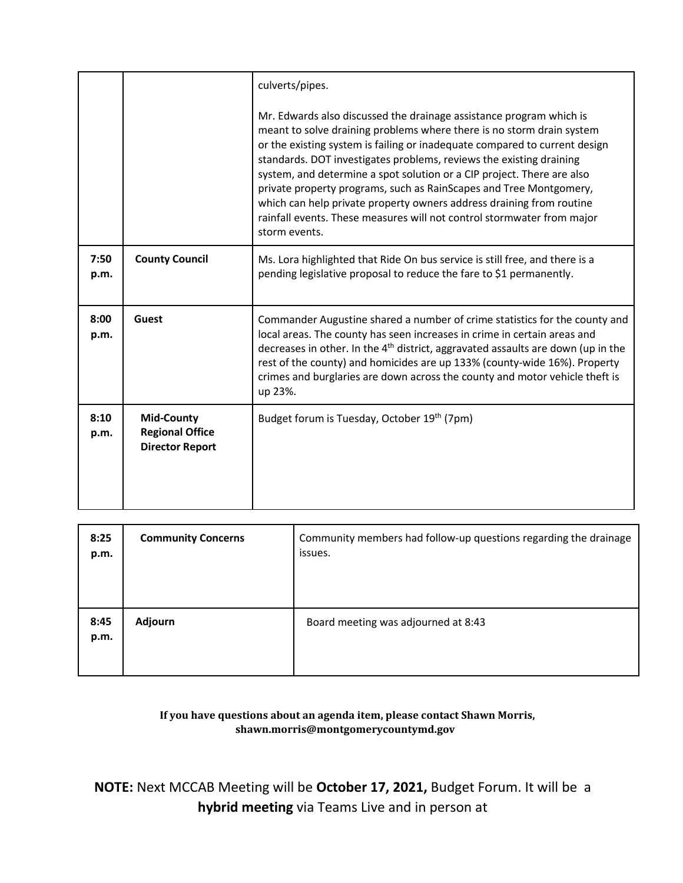|  |  |  |
| --- | --- | --- |
|  |  | culverts/pipes.<br><br>Mr. Edwards also discussed the drainage assistance program which is meant to solve draining problems where there is no storm drain system or the existing system is failing or inadequate compared to current design standards. DOT investigates problems, reviews the existing draining system, and determine a spot solution or a CIP project. There are also private property programs, such as RainScapes and Tree Montgomery, which can help private property owners address draining from routine rainfall events. These measures will not control stormwater from major storm events. |
| 7:50 p.m. | **County Council** | Ms. Lora highlighted that Ride On bus service is still free, and there is a pending legislative proposal to reduce the fare to $1 permanently. |
| 8:00 p.m. | **Guest** | Commander Augustine shared a number of crime statistics for the county and local areas. The county has seen increases in crime in certain areas and decreases in other. In the 4th district, aggravated assaults are down (up in the rest of the county) and homicides are up 133% (county-wide 16%). Property crimes and burglaries are down across the county and motor vehicle theft is up 23%. |
| 8:10 p.m. | **Mid-County Regional Office Director Report** | Budget forum is Tuesday, October 19th (7pm) |
| 8:25 p.m. | **Community Concerns** | Community members had follow-up questions regarding the drainage issues. |
| 8:45 p.m. | **Adjourn** | Board meeting was adjourned at 8:43 |

**If you have questions about an agenda item, please contact Shawn Morris, shawn.morris@montgomerycountymd.gov**

**NOTE:** Next MCCAB Meeting will be **October 17, 2021,** Budget Forum. It will be a **hybrid meeting** via Teams Live and in person at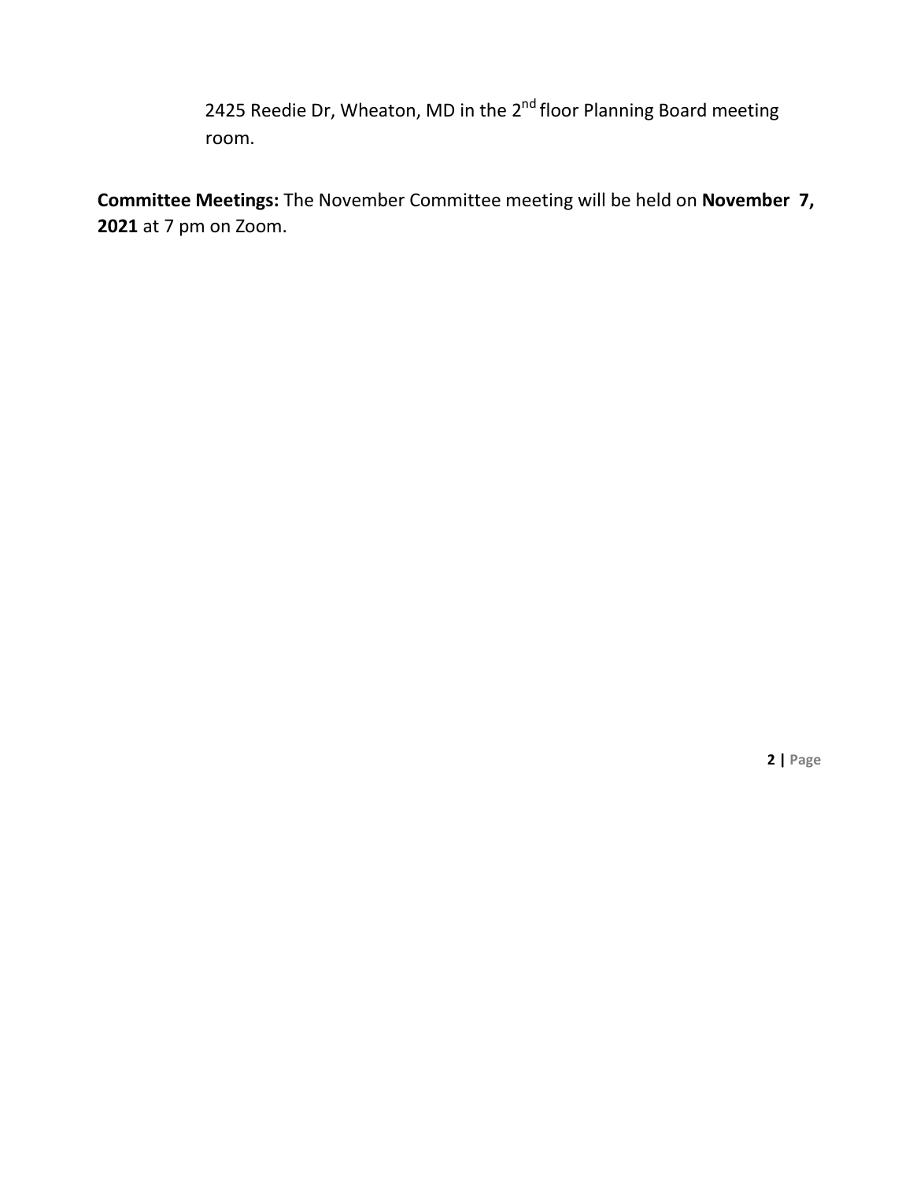2425 Reedie Dr, Wheaton, MD in the 2nd floor Planning Board meeting room.

**Committee Meetings:** The November Committee meeting will be held on **November 7, 2021** at 7 pm on Zoom.